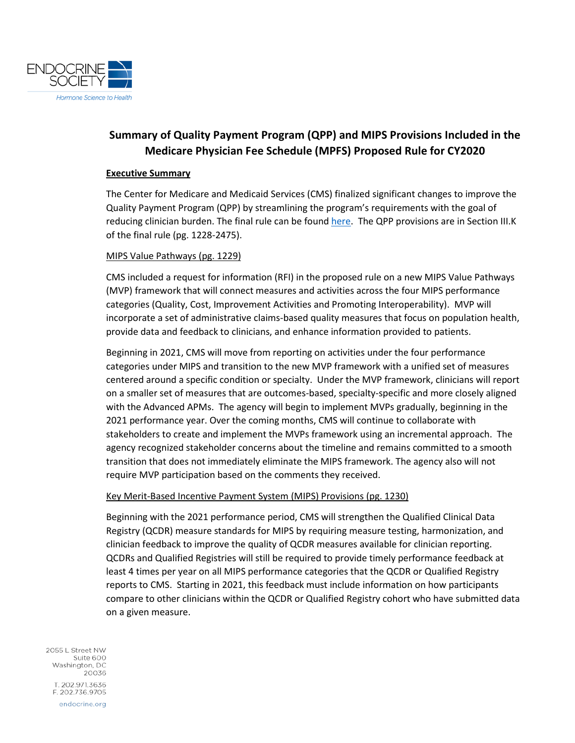# Summary of Quality Payment Program (QPP) and MIPS Provisions Included in the Medicare Physician Fee Schedule (MPFS) Proposed Rule for CY2020

**Executive Summary**

The Center for Medicare and Medicaid Services (CMS) finalized significant changes to improve the Quality Payment Program (QPP) by streamlining the program's requirements with the goal of reducing clinician burden. The final rule can be found here. The QPP provisions are in Section III.K of the final rule (pg. 1228-2475).

MIPS Value Pathways (pg. 1229)

CMS included a request for information (RFI) in the proposed rule on a new MIPS Value Pathways (MVP) framework that will connect measures and activities across the four MIPS performance categories (Quality, Cost, Improvement Activities and Promoting Interoperability). MVP will incorporate a set of administrative claims-based quality measures that focus on population health, provide data and feedback to clinicians, and enhance information provided to patients.

Beginning in 2021, CMS will move from reporting on activities under the four performance categories under MIPS and transition to the new MVP framework with a unified set of measures centered around a specific condition or specialty. Under the MVP framework, clinicians will report on a smaller set of measures that are outcomes-based, specialty-specific and more closely aligned with the Advanced APMs. The agency will begin to implement MVPs gradually, beginning in the 2021 performance year. Over the coming months, CMS will continue to collaborate with stakeholders to create and implement the MVPs framework using an incremental approach. The agency recognized stakeholder concerns about the timeline and remains committed to a smooth transition that does not immediately eliminate the MIPS framework. The agency also will not require MVP participation based on the comments they received.

Key Merit-Based Incentive Payment System (MIPS) Provisions (pg. 1230)

Beginning with the 2021 performance period, CMS will strengthen the Qualified Clinical Data Registry (QCDR) measure standards for MIPS by requiring measure testing, harmonization, and clinician feedback to improve the quality of QCDR measures available for clinician reporting. QCDRs and Qualified Registries will still be required to provide timely performance feedback at least 4 times per year on all MIPS performance categories that the QCDR or Qualified Registry reports to CMS. Starting in 2021, this feedback must include information on how participants compare to other clinicians within the QCDR or Qualified Registry cohort who have submitted data on a given measure.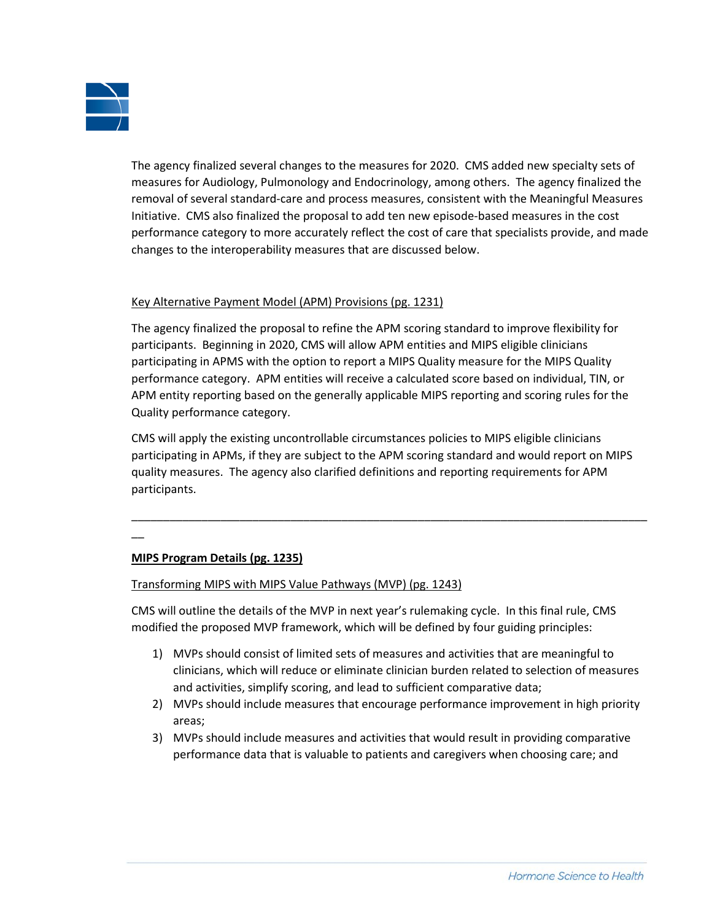The agency finalized several changes to the measures for 2020. CMS added new specialty sets of measures for Audiology, Pulmonology and Endocrinology, among others. The agency finalized the removal of several standard-care and process measures, consistent with the Meaningful Measures Initiative. CMS also finalized the proposal to add ten new episode-based measures in the cost performance category to more accurately reflect the cost of care that specialists provide, and made changes to the interoperability measures that are discussed below.

Key Alternative Payment Model (APM) Provisions (pg. 1231)

The agency finalized the proposal to refine the APM scoring standard to improve flexibility for participants. Beginning in 2020, CMS will allow APM entities and MIPS eligible clinicians participating in APMS with the option to report a MIPS Quality measure for the MIPS Quality performance category. APM entities will receive a calculated score based on individual, TIN, or APM entity reporting based on the generally applicable MIPS reporting and scoring rules for the Quality performance category.

CMS will apply the existing uncontrollable circumstances policies to MIPS eligible clinicians participating in APMs, if they are subject to the APM scoring standard and would report on MIPS quality measures. The agency also clarified definitions and reporting requirements for APM participants.

---

**MIPS Program Details (pg. 1235)**

Transforming MIPS with MIPS Value Pathways (MVP) (pg. 1243)

CMS will outline the details of the MVP in next year's rulemaking cycle. In this final rule, CMS modified the proposed MVP framework, which will be defined by four guiding principles:

1) MVPs should consist of limited sets of measures and activities that are meaningful to clinicians, which will reduce or eliminate clinician burden related to selection of measures and activities, simplify scoring, and lead to sufficient comparative data;
2) MVPs should include measures that encourage performance improvement in high priority areas;
3) MVPs should include measures and activities that would result in providing comparative performance data that is valuable to patients and caregivers when choosing care; and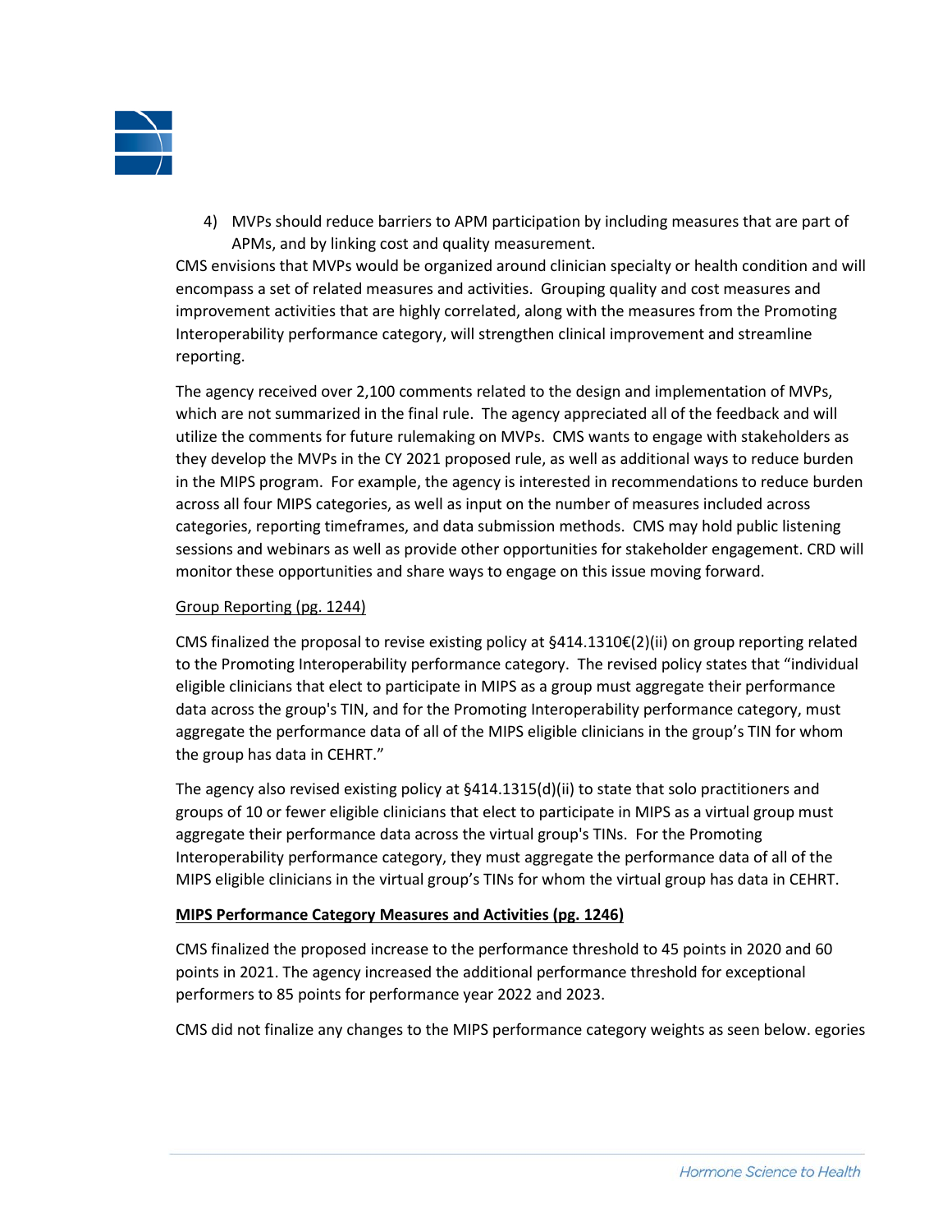4) MVPs should reduce barriers to APM participation by including measures that are part of APMs, and by linking cost and quality measurement.

CMS envisions that MVPs would be organized around clinician specialty or health condition and will encompass a set of related measures and activities. Grouping quality and cost measures and improvement activities that are highly correlated, along with the measures from the Promoting Interoperability performance category, will strengthen clinical improvement and streamline reporting.

The agency received over 2,100 comments related to the design and implementation of MVPs, which are not summarized in the final rule. The agency appreciated all of the feedback and will utilize the comments for future rulemaking on MVPs. CMS wants to engage with stakeholders as they develop the MVPs in the CY 2021 proposed rule, as well as additional ways to reduce burden in the MIPS program. For example, the agency is interested in recommendations to reduce burden across all four MIPS categories, as well as input on the number of measures included across categories, reporting timeframes, and data submission methods. CMS may hold public listening sessions and webinars as well as provide other opportunities for stakeholder engagement. CRD will monitor these opportunities and share ways to engage on this issue moving forward.

Group Reporting (pg. 1244)

CMS finalized the proposal to revise existing policy at §414.1310€(2)(ii) on group reporting related to the Promoting Interoperability performance category. The revised policy states that "individual eligible clinicians that elect to participate in MIPS as a group must aggregate their performance data across the group's TIN, and for the Promoting Interoperability performance category, must aggregate the performance data of all of the MIPS eligible clinicians in the group's TIN for whom the group has data in CEHRT."

The agency also revised existing policy at §414.1315(d)(ii) to state that solo practitioners and groups of 10 or fewer eligible clinicians that elect to participate in MIPS as a virtual group must aggregate their performance data across the virtual group's TINs. For the Promoting Interoperability performance category, they must aggregate the performance data of all of the MIPS eligible clinicians in the virtual group's TINs for whom the virtual group has data in CEHRT.

**MIPS Performance Category Measures and Activities (pg. 1246)**

CMS finalized the proposed increase to the performance threshold to 45 points in 2020 and 60 points in 2021. The agency increased the additional performance threshold for exceptional performers to 85 points for performance year 2022 and 2023.

CMS did not finalize any changes to the MIPS performance category weights as seen below. egories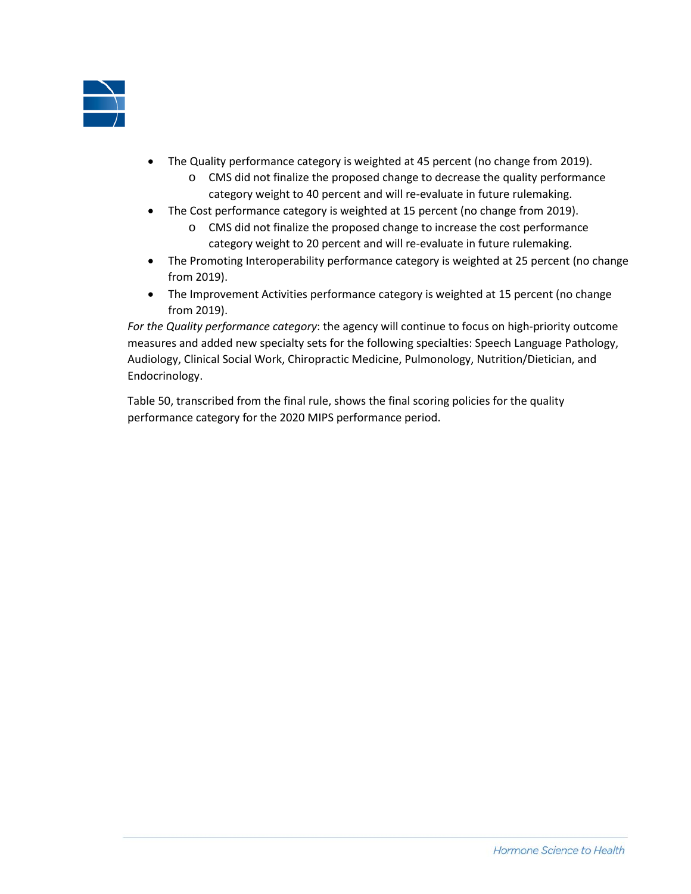- The Quality performance category is weighted at 45 percent (no change from 2019).
    - CMS did not finalize the proposed change to decrease the quality performance category weight to 40 percent and will re-evaluate in future rulemaking.
- The Cost performance category is weighted at 15 percent (no change from 2019).
    - CMS did not finalize the proposed change to increase the cost performance category weight to 20 percent and will re-evaluate in future rulemaking.
- The Promoting Interoperability performance category is weighted at 25 percent (no change from 2019).
- The Improvement Activities performance category is weighted at 15 percent (no change from 2019).

*For the Quality performance category*: the agency will continue to focus on high-priority outcome measures and added new specialty sets for the following specialties: Speech Language Pathology, Audiology, Clinical Social Work, Chiropractic Medicine, Pulmonology, Nutrition/Dietician, and Endocrinology.

Table 50, transcribed from the final rule, shows the final scoring policies for the quality performance category for the 2020 MIPS performance period.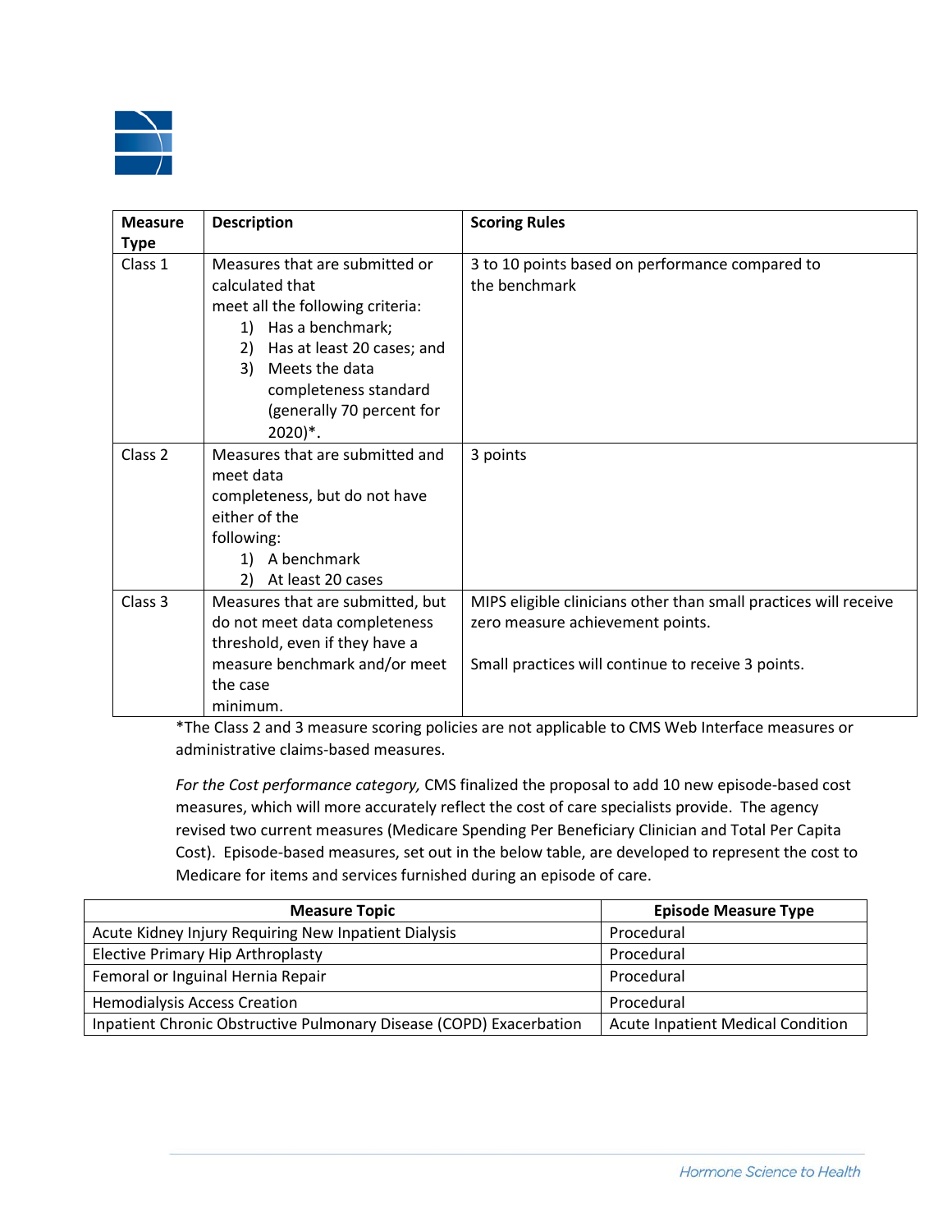| Measure Type | Description | Scoring Rules |
|---|---|---|
| Class 1 | Measures that are submitted or calculated that meet all the following criteria: 1) Has a benchmark; 2) Has at least 20 cases; and 3) Meets the data completeness standard (generally 70 percent for 2020)*. | 3 to 10 points based on performance compared to the benchmark |
| Class 2 | Measures that are submitted and meet data completeness, but do not have either of the following: 1) A benchmark 2) At least 20 cases | 3 points |
| Class 3 | Measures that are submitted, but do not meet data completeness threshold, even if they have a measure benchmark and/or meet the case minimum. | MIPS eligible clinicians other than small practices will receive zero measure achievement points. Small practices will continue to receive 3 points. |

*The Class 2 and 3 measure scoring policies are not applicable to CMS Web Interface measures or administrative claims-based measures.

*For the Cost performance category,* CMS finalized the proposal to add 10 new episode-based cost measures, which will more accurately reflect the cost of care specialists provide. The agency revised two current measures (Medicare Spending Per Beneficiary Clinician and Total Per Capita Cost). Episode-based measures, set out in the below table, are developed to represent the cost to Medicare for items and services furnished during an episode of care.

| Measure Topic | Episode Measure Type |
|---|---|
| Acute Kidney Injury Requiring New Inpatient Dialysis | Procedural |
| Elective Primary Hip Arthroplasty | Procedural |
| Femoral or Inguinal Hernia Repair | Procedural |
| Hemodialysis Access Creation | Procedural |
| Inpatient Chronic Obstructive Pulmonary Disease (COPD) Exacerbation | Acute Inpatient Medical Condition |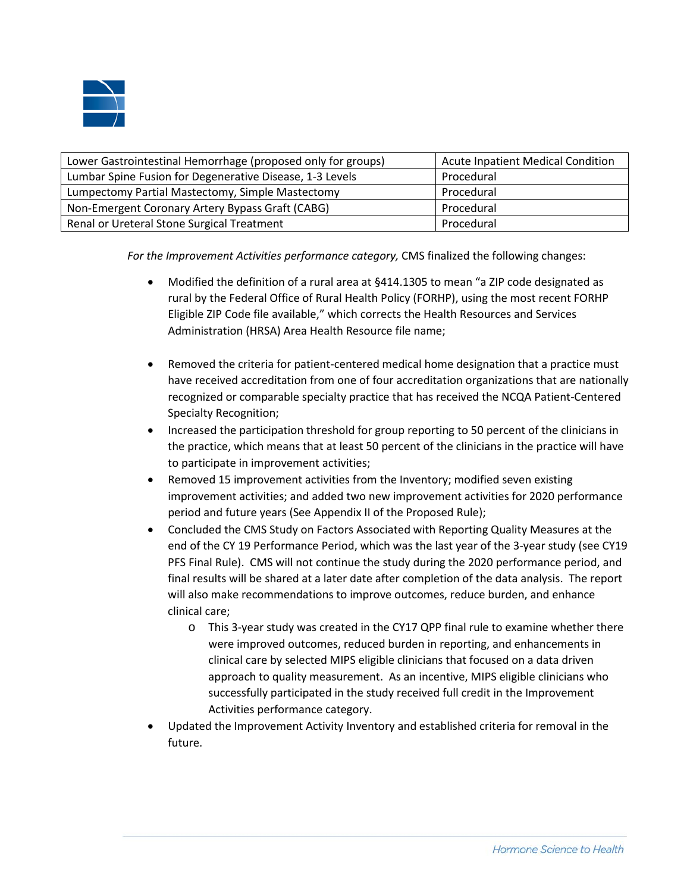| | |
|---|---|
| Lower Gastrointestinal Hemorrhage (proposed only for groups) | Acute Inpatient Medical Condition |
| Lumbar Spine Fusion for Degenerative Disease, 1-3 Levels | Procedural |
| Lumpectomy Partial Mastectomy, Simple Mastectomy | Procedural |
| Non-Emergent Coronary Artery Bypass Graft (CABG) | Procedural |
| Renal or Ureteral Stone Surgical Treatment | Procedural |

*For the Improvement Activities performance category,* CMS finalized the following changes:

- Modified the definition of a rural area at §414.1305 to mean "a ZIP code designated as rural by the Federal Office of Rural Health Policy (FORHP), using the most recent FORHP Eligible ZIP Code file available," which corrects the Health Resources and Services Administration (HRSA) Area Health Resource file name;
- Removed the criteria for patient-centered medical home designation that a practice must have received accreditation from one of four accreditation organizations that are nationally recognized or comparable specialty practice that has received the NCQA Patient-Centered Specialty Recognition;
- Increased the participation threshold for group reporting to 50 percent of the clinicians in the practice, which means that at least 50 percent of the clinicians in the practice will have to participate in improvement activities;
- Removed 15 improvement activities from the Inventory; modified seven existing improvement activities; and added two new improvement activities for 2020 performance period and future years (See Appendix II of the Proposed Rule);
- Concluded the CMS Study on Factors Associated with Reporting Quality Measures at the end of the CY 19 Performance Period, which was the last year of the 3-year study (see CY19 PFS Final Rule). CMS will not continue the study during the 2020 performance period, and final results will be shared at a later date after completion of the data analysis. The report will also make recommendations to improve outcomes, reduce burden, and enhance clinical care;
  - This 3-year study was created in the CY17 QPP final rule to examine whether there were improved outcomes, reduced burden in reporting, and enhancements in clinical care by selected MIPS eligible clinicians that focused on a data driven approach to quality measurement. As an incentive, MIPS eligible clinicians who successfully participated in the study received full credit in the Improvement Activities performance category.
- Updated the Improvement Activity Inventory and established criteria for removal in the future.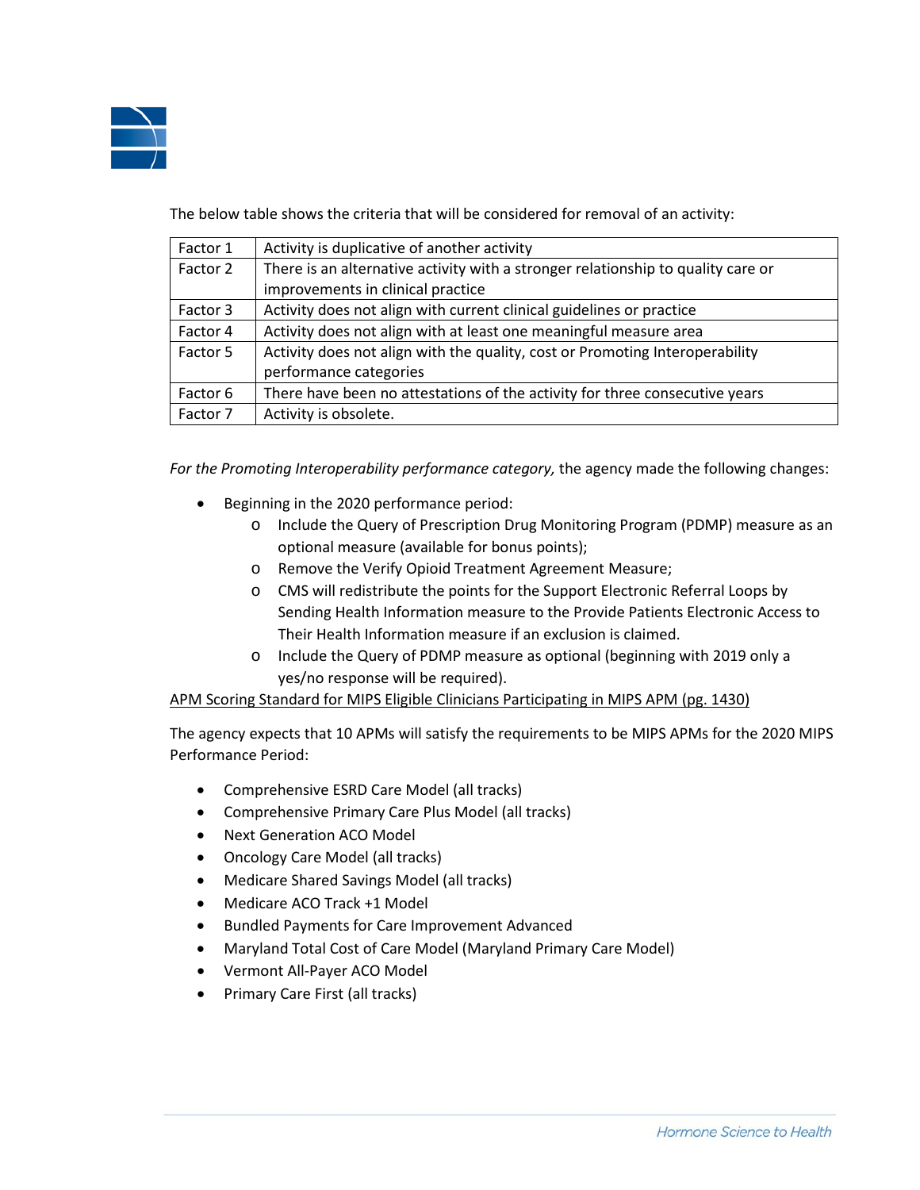The below table shows the criteria that will be considered for removal of an activity:

| | |
|---|---|
| Factor 1 | Activity is duplicative of another activity |
| Factor 2 | There is an alternative activity with a stronger relationship to quality care or improvements in clinical practice |
| Factor 3 | Activity does not align with current clinical guidelines or practice |
| Factor 4 | Activity does not align with at least one meaningful measure area |
| Factor 5 | Activity does not align with the quality, cost or Promoting Interoperability performance categories |
| Factor 6 | There have been no attestations of the activity for three consecutive years |
| Factor 7 | Activity is obsolete. |

*For the Promoting Interoperability performance category,* the agency made the following changes:

- Beginning in the 2020 performance period:
    - Include the Query of Prescription Drug Monitoring Program (PDMP) measure as an optional measure (available for bonus points);
    - Remove the Verify Opioid Treatment Agreement Measure;
    - CMS will redistribute the points for the Support Electronic Referral Loops by Sending Health Information measure to the Provide Patients Electronic Access to Their Health Information measure if an exclusion is claimed.
    - Include the Query of PDMP measure as optional (beginning with 2019 only a yes/no response will be required).

APM Scoring Standard for MIPS Eligible Clinicians Participating in MIPS APM (pg. 1430)

The agency expects that 10 APMs will satisfy the requirements to be MIPS APMs for the 2020 MIPS Performance Period:

- Comprehensive ESRD Care Model (all tracks)
- Comprehensive Primary Care Plus Model (all tracks)
- Next Generation ACO Model
- Oncology Care Model (all tracks)
- Medicare Shared Savings Model (all tracks)
- Medicare ACO Track +1 Model
- Bundled Payments for Care Improvement Advanced
- Maryland Total Cost of Care Model (Maryland Primary Care Model)
- Vermont All-Payer ACO Model
- Primary Care First (all tracks)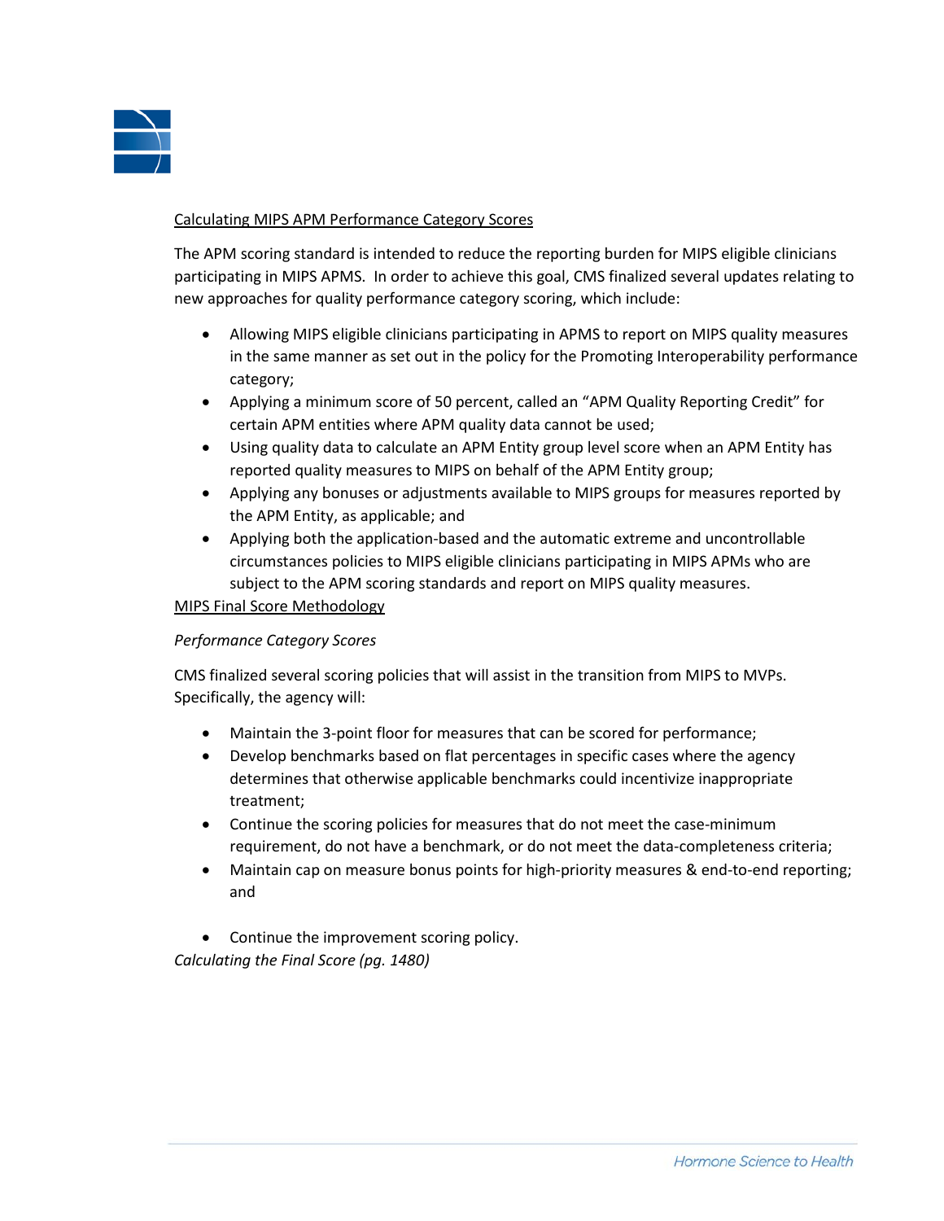<u>Calculating MIPS APM Performance Category Scores</u>

The APM scoring standard is intended to reduce the reporting burden for MIPS eligible clinicians participating in MIPS APMS. In order to achieve this goal, CMS finalized several updates relating to new approaches for quality performance category scoring, which include:

- Allowing MIPS eligible clinicians participating in APMS to report on MIPS quality measures in the same manner as set out in the policy for the Promoting Interoperability performance category;
- Applying a minimum score of 50 percent, called an "APM Quality Reporting Credit" for certain APM entities where APM quality data cannot be used;
- Using quality data to calculate an APM Entity group level score when an APM Entity has reported quality measures to MIPS on behalf of the APM Entity group;
- Applying any bonuses or adjustments available to MIPS groups for measures reported by the APM Entity, as applicable; and
- Applying both the application-based and the automatic extreme and uncontrollable circumstances policies to MIPS eligible clinicians participating in MIPS APMs who are subject to the APM scoring standards and report on MIPS quality measures.

<u>MIPS Final Score Methodology</u>

*Performance Category Scores*

CMS finalized several scoring policies that will assist in the transition from MIPS to MVPs. Specifically, the agency will:

- Maintain the 3-point floor for measures that can be scored for performance;
- Develop benchmarks based on flat percentages in specific cases where the agency determines that otherwise applicable benchmarks could incentivize inappropriate treatment;
- Continue the scoring policies for measures that do not meet the case-minimum requirement, do not have a benchmark, or do not meet the data-completeness criteria;
- Maintain cap on measure bonus points for high-priority measures & end-to-end reporting; and
- Continue the improvement scoring policy.

*Calculating the Final Score (pg. 1480)*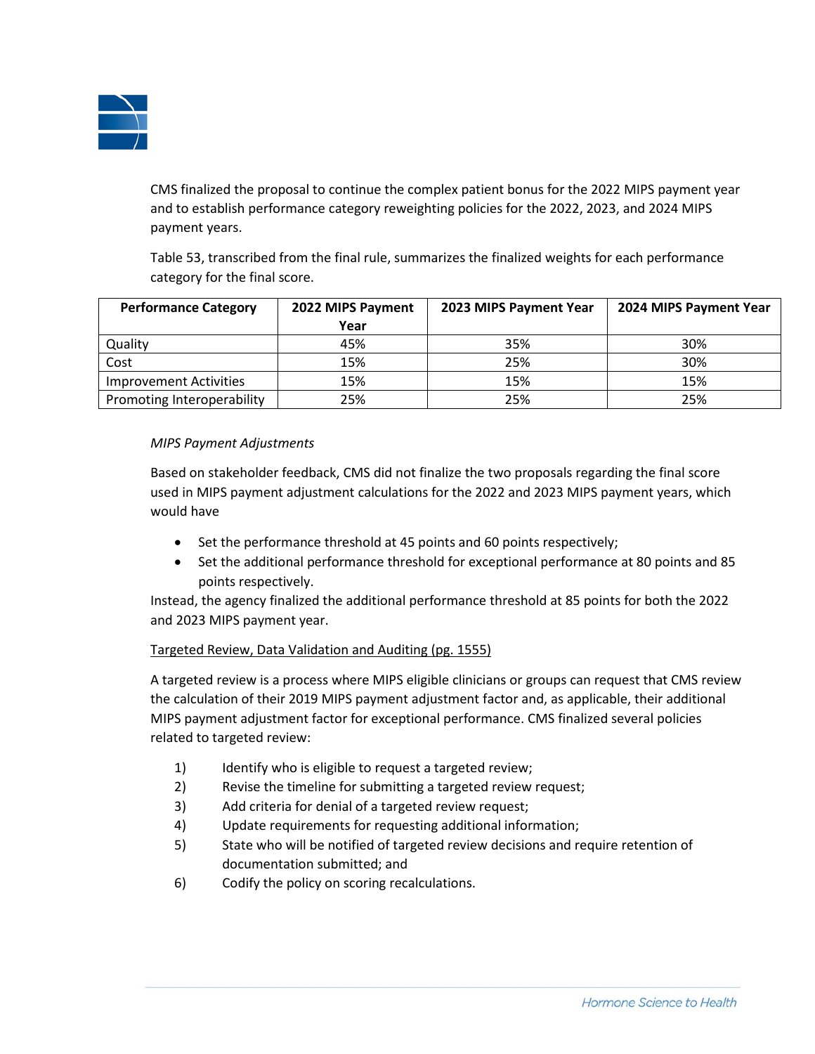CMS finalized the proposal to continue the complex patient bonus for the 2022 MIPS payment year and to establish performance category reweighting policies for the 2022, 2023, and 2024 MIPS payment years.

Table 53, transcribed from the final rule, summarizes the finalized weights for each performance category for the final score.

| Performance Category | 2022 MIPS Payment Year | 2023 MIPS Payment Year | 2024 MIPS Payment Year |
|---|---|---|---|
| Quality | 45% | 35% | 30% |
| Cost | 15% | 25% | 30% |
| Improvement Activities | 15% | 15% | 15% |
| Promoting Interoperability | 25% | 25% | 25% |

*MIPS Payment Adjustments*

Based on stakeholder feedback, CMS did not finalize the two proposals regarding the final score used in MIPS payment adjustment calculations for the 2022 and 2023 MIPS payment years, which would have

- Set the performance threshold at 45 points and 60 points respectively;
- Set the additional performance threshold for exceptional performance at 80 points and 85 points respectively.

Instead, the agency finalized the additional performance threshold at 85 points for both the 2022 and 2023 MIPS payment year.

Targeted Review, Data Validation and Auditing (pg. 1555)

A targeted review is a process where MIPS eligible clinicians or groups can request that CMS review the calculation of their 2019 MIPS payment adjustment factor and, as applicable, their additional MIPS payment adjustment factor for exceptional performance. CMS finalized several policies related to targeted review:

1) Identify who is eligible to request a targeted review;
2) Revise the timeline for submitting a targeted review request;
3) Add criteria for denial of a targeted review request;
4) Update requirements for requesting additional information;
5) State who will be notified of targeted review decisions and require retention of documentation submitted; and
6) Codify the policy on scoring recalculations.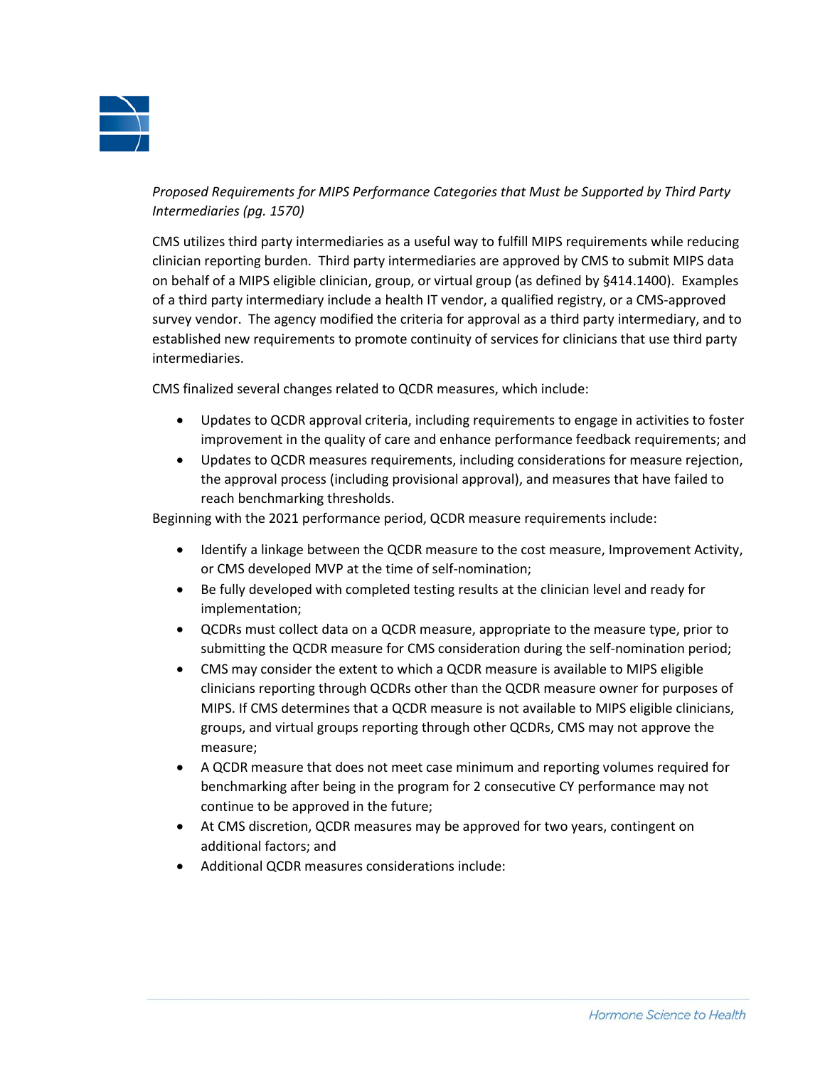*Proposed Requirements for MIPS Performance Categories that Must be Supported by Third Party Intermediaries (pg. 1570)*

CMS utilizes third party intermediaries as a useful way to fulfill MIPS requirements while reducing clinician reporting burden. Third party intermediaries are approved by CMS to submit MIPS data on behalf of a MIPS eligible clinician, group, or virtual group (as defined by §414.1400). Examples of a third party intermediary include a health IT vendor, a qualified registry, or a CMS-approved survey vendor. The agency modified the criteria for approval as a third party intermediary, and to established new requirements to promote continuity of services for clinicians that use third party intermediaries.

CMS finalized several changes related to QCDR measures, which include:

- Updates to QCDR approval criteria, including requirements to engage in activities to foster improvement in the quality of care and enhance performance feedback requirements; and
- Updates to QCDR measures requirements, including considerations for measure rejection, the approval process (including provisional approval), and measures that have failed to reach benchmarking thresholds.

Beginning with the 2021 performance period, QCDR measure requirements include:

- Identify a linkage between the QCDR measure to the cost measure, Improvement Activity, or CMS developed MVP at the time of self-nomination;
- Be fully developed with completed testing results at the clinician level and ready for implementation;
- QCDRs must collect data on a QCDR measure, appropriate to the measure type, prior to submitting the QCDR measure for CMS consideration during the self-nomination period;
- CMS may consider the extent to which a QCDR measure is available to MIPS eligible clinicians reporting through QCDRs other than the QCDR measure owner for purposes of MIPS. If CMS determines that a QCDR measure is not available to MIPS eligible clinicians, groups, and virtual groups reporting through other QCDRs, CMS may not approve the measure;
- A QCDR measure that does not meet case minimum and reporting volumes required for benchmarking after being in the program for 2 consecutive CY performance may not continue to be approved in the future;
- At CMS discretion, QCDR measures may be approved for two years, contingent on additional factors; and
- Additional QCDR measures considerations include: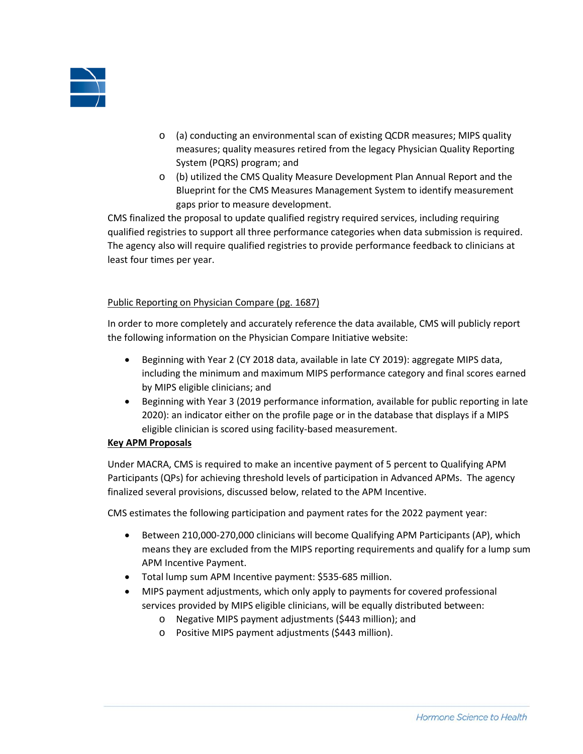- (a) conducting an environmental scan of existing QCDR measures; MIPS quality measures; quality measures retired from the legacy Physician Quality Reporting System (PQRS) program; and
- (b) utilized the CMS Quality Measure Development Plan Annual Report and the Blueprint for the CMS Measures Management System to identify measurement gaps prior to measure development.

CMS finalized the proposal to update qualified registry required services, including requiring qualified registries to support all three performance categories when data submission is required. The agency also will require qualified registries to provide performance feedback to clinicians at least four times per year.

Public Reporting on Physician Compare (pg. 1687)

In order to more completely and accurately reference the data available, CMS will publicly report the following information on the Physician Compare Initiative website:

- Beginning with Year 2 (CY 2018 data, available in late CY 2019): aggregate MIPS data, including the minimum and maximum MIPS performance category and final scores earned by MIPS eligible clinicians; and
- Beginning with Year 3 (2019 performance information, available for public reporting in late 2020): an indicator either on the profile page or in the database that displays if a MIPS eligible clinician is scored using facility-based measurement.

**Key APM Proposals**

Under MACRA, CMS is required to make an incentive payment of 5 percent to Qualifying APM Participants (QPs) for achieving threshold levels of participation in Advanced APMs. The agency finalized several provisions, discussed below, related to the APM Incentive.

CMS estimates the following participation and payment rates for the 2022 payment year:

- Between 210,000-270,000 clinicians will become Qualifying APM Participants (AP), which means they are excluded from the MIPS reporting requirements and qualify for a lump sum APM Incentive Payment.
- Total lump sum APM Incentive payment: $535-685 million.
- MIPS payment adjustments, which only apply to payments for covered professional services provided by MIPS eligible clinicians, will be equally distributed between:
  - Negative MIPS payment adjustments ($443 million); and
  - Positive MIPS payment adjustments ($443 million).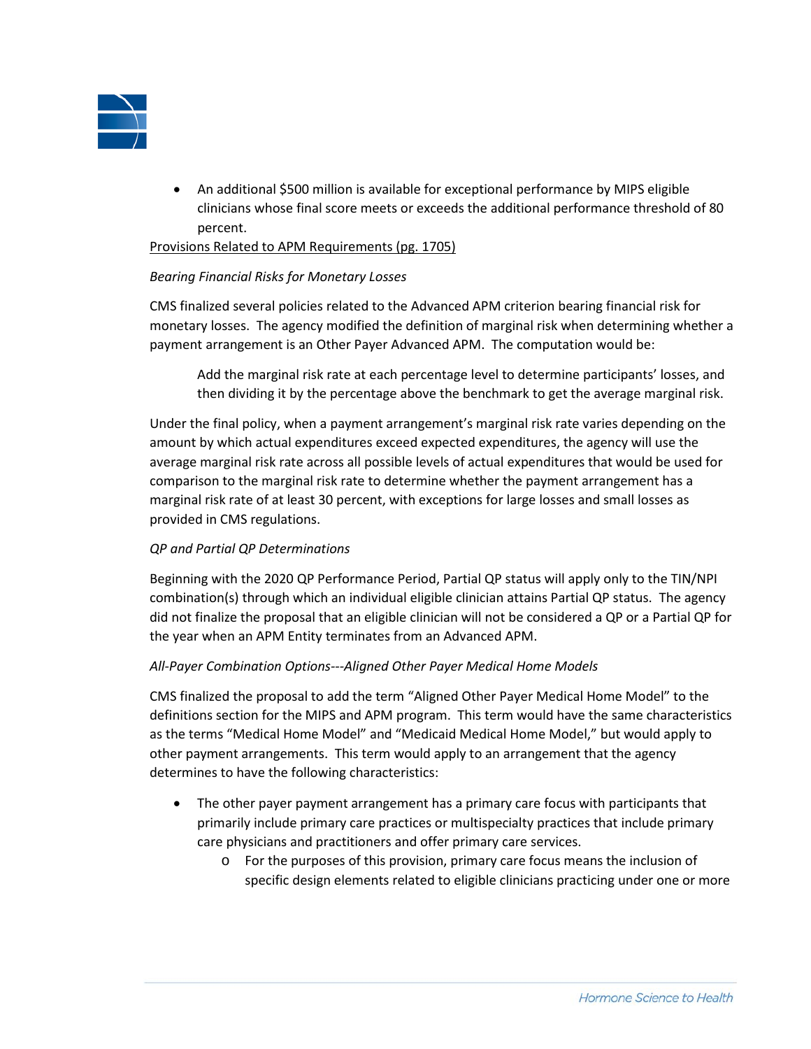- An additional $500 million is available for exceptional performance by MIPS eligible clinicians whose final score meets or exceeds the additional performance threshold of 80 percent.

Provisions Related to APM Requirements (pg. 1705)

*Bearing Financial Risks for Monetary Losses*

CMS finalized several policies related to the Advanced APM criterion bearing financial risk for monetary losses. The agency modified the definition of marginal risk when determining whether a payment arrangement is an Other Payer Advanced APM. The computation would be:

> Add the marginal risk rate at each percentage level to determine participants' losses, and then dividing it by the percentage above the benchmark to get the average marginal risk.

Under the final policy, when a payment arrangement's marginal risk rate varies depending on the amount by which actual expenditures exceed expected expenditures, the agency will use the average marginal risk rate across all possible levels of actual expenditures that would be used for comparison to the marginal risk rate to determine whether the payment arrangement has a marginal risk rate of at least 30 percent, with exceptions for large losses and small losses as provided in CMS regulations.

*QP and Partial QP Determinations*

Beginning with the 2020 QP Performance Period, Partial QP status will apply only to the TIN/NPI combination(s) through which an individual eligible clinician attains Partial QP status. The agency did not finalize the proposal that an eligible clinician will not be considered a QP or a Partial QP for the year when an APM Entity terminates from an Advanced APM.

*All-Payer Combination Options---Aligned Other Payer Medical Home Models*

CMS finalized the proposal to add the term "Aligned Other Payer Medical Home Model" to the definitions section for the MIPS and APM program. This term would have the same characteristics as the terms "Medical Home Model" and "Medicaid Medical Home Model," but would apply to other payment arrangements. This term would apply to an arrangement that the agency determines to have the following characteristics:

- The other payer payment arrangement has a primary care focus with participants that primarily include primary care practices or multispecialty practices that include primary care physicians and practitioners and offer primary care services.
    - For the purposes of this provision, primary care focus means the inclusion of specific design elements related to eligible clinicians practicing under one or more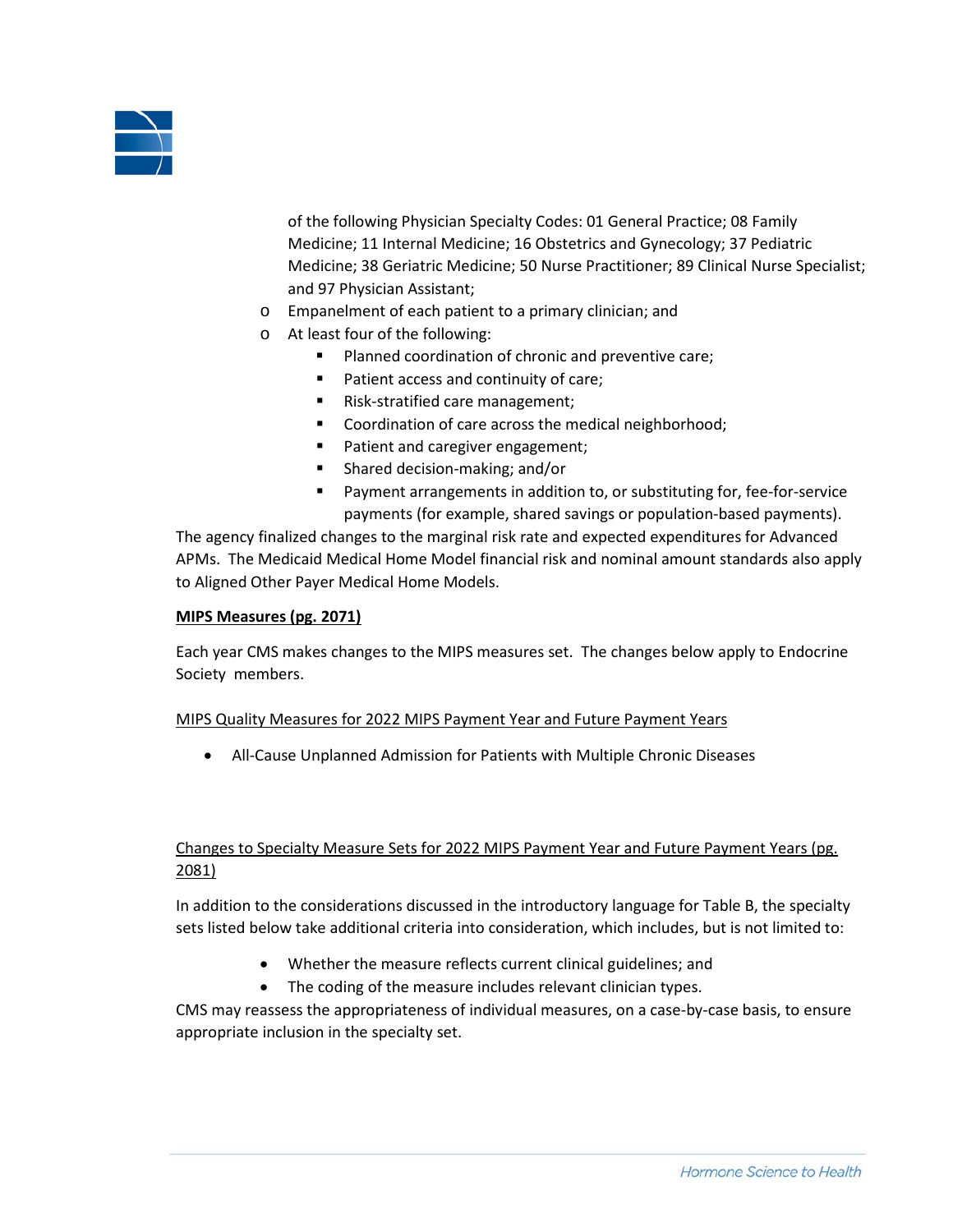of the following Physician Specialty Codes: 01 General Practice; 08 Family Medicine; 11 Internal Medicine; 16 Obstetrics and Gynecology; 37 Pediatric Medicine; 38 Geriatric Medicine; 50 Nurse Practitioner; 89 Clinical Nurse Specialist; and 97 Physician Assistant;
- Empanelment of each patient to a primary clinician; and
- At least four of the following:
  - Planned coordination of chronic and preventive care;
  - Patient access and continuity of care;
  - Risk-stratified care management;
  - Coordination of care across the medical neighborhood;
  - Patient and caregiver engagement;
  - Shared decision-making; and/or
  - Payment arrangements in addition to, or substituting for, fee-for-service payments (for example, shared savings or population-based payments).

The agency finalized changes to the marginal risk rate and expected expenditures for Advanced APMs. The Medicaid Medical Home Model financial risk and nominal amount standards also apply to Aligned Other Payer Medical Home Models.

**MIPS Measures (pg. 2071)**

Each year CMS makes changes to the MIPS measures set. The changes below apply to Endocrine Society members.

MIPS Quality Measures for 2022 MIPS Payment Year and Future Payment Years

- All-Cause Unplanned Admission for Patients with Multiple Chronic Diseases

Changes to Specialty Measure Sets for 2022 MIPS Payment Year and Future Payment Years (pg. 2081)

In addition to the considerations discussed in the introductory language for Table B, the specialty sets listed below take additional criteria into consideration, which includes, but is not limited to:

- Whether the measure reflects current clinical guidelines; and
- The coding of the measure includes relevant clinician types.

CMS may reassess the appropriateness of individual measures, on a case-by-case basis, to ensure appropriate inclusion in the specialty set.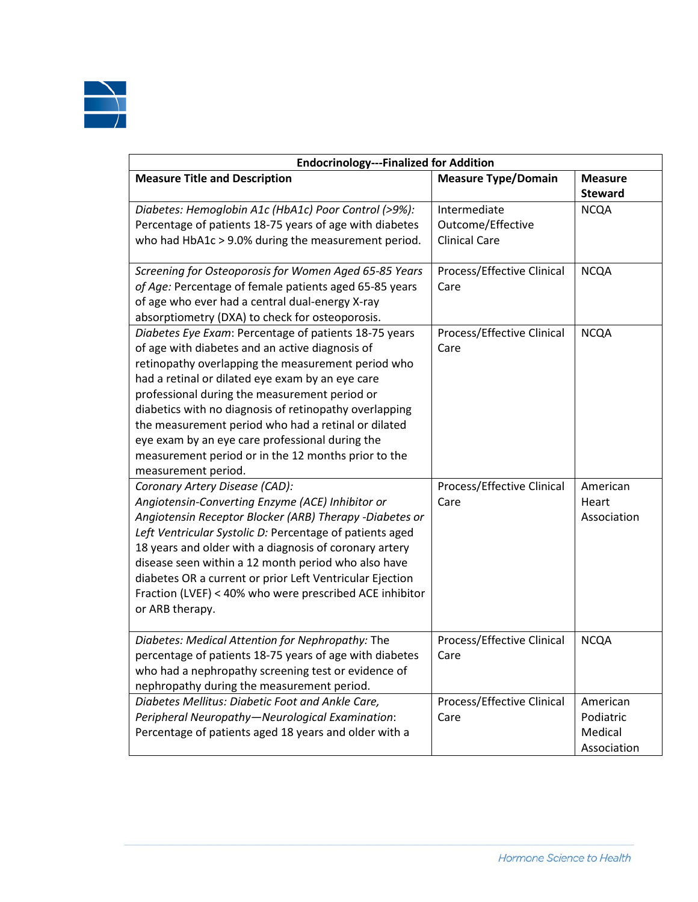| Endocrinology---Finalized for Addition | | |
|---|---|---|
| **Measure Title and Description** | **Measure Type/Domain** | **Measure Steward** |
| *Diabetes: Hemoglobin A1c (HbA1c) Poor Control (>9%):* Percentage of patients 18-75 years of age with diabetes who had HbA1c > 9.0% during the measurement period. | Intermediate Outcome/Effective Clinical Care | NCQA |
| *Screening for Osteoporosis for Women Aged 65-85 Years of Age:* Percentage of female patients aged 65-85 years of age who ever had a central dual-energy X-ray absorptiometry (DXA) to check for osteoporosis. | Process/Effective Clinical Care | NCQA |
| *Diabetes Eye Exam*: Percentage of patients 18-75 years of age with diabetes and an active diagnosis of retinopathy overlapping the measurement period who had a retinal or dilated eye exam by an eye care professional during the measurement period or diabetics with no diagnosis of retinopathy overlapping the measurement period who had a retinal or dilated eye exam by an eye care professional during the measurement period or in the 12 months prior to the measurement period. | Process/Effective Clinical Care | NCQA |
| *Coronary Artery Disease (CAD): Angiotensin-Converting Enzyme (ACE) Inhibitor or Angiotensin Receptor Blocker (ARB) Therapy -Diabetes or Left Ventricular Systolic D:* Percentage of patients aged 18 years and older with a diagnosis of coronary artery disease seen within a 12 month period who also have diabetes OR a current or prior Left Ventricular Ejection Fraction (LVEF) < 40% who were prescribed ACE inhibitor or ARB therapy. | Process/Effective Clinical Care | American Heart Association |
| *Diabetes: Medical Attention for Nephropathy:* The percentage of patients 18-75 years of age with diabetes who had a nephropathy screening test or evidence of nephropathy during the measurement period. | Process/Effective Clinical Care | NCQA |
| *Diabetes Mellitus: Diabetic Foot and Ankle Care, Peripheral Neuropathy—Neurological Examination*: Percentage of patients aged 18 years and older with a | Process/Effective Clinical Care | American Podiatric Medical Association |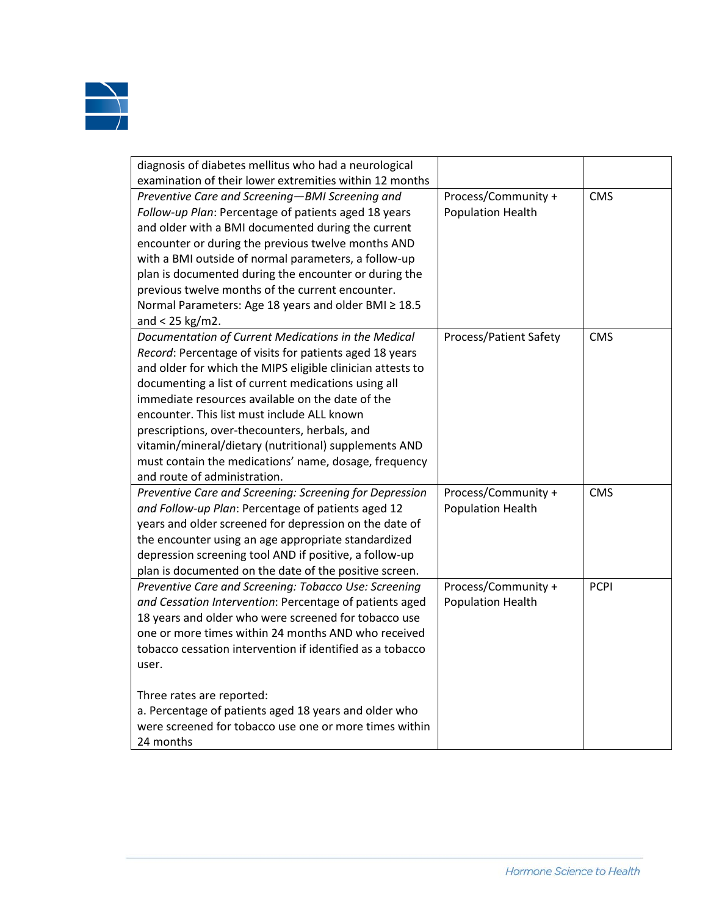| | | |
|---|---|---|
| diagnosis of diabetes mellitus who had a neurological examination of their lower extremities within 12 months | | |
| *Preventive Care and Screening—BMI Screening and Follow-up Plan*: Percentage of patients aged 18 years and older with a BMI documented during the current encounter or during the previous twelve months AND with a BMI outside of normal parameters, a follow-up plan is documented during the encounter or during the previous twelve months of the current encounter. Normal Parameters: Age 18 years and older BMI ≥ 18.5 and < 25 kg/m2. | Process/Community + Population Health | CMS |
| *Documentation of Current Medications in the Medical Record*: Percentage of visits for patients aged 18 years and older for which the MIPS eligible clinician attests to documenting a list of current medications using all immediate resources available on the date of the encounter. This list must include ALL known prescriptions, over-thecounters, herbals, and vitamin/mineral/dietary (nutritional) supplements AND must contain the medications' name, dosage, frequency and route of administration. | Process/Patient Safety | CMS |
| *Preventive Care and Screening: Screening for Depression and Follow-up Plan*: Percentage of patients aged 12 years and older screened for depression on the date of the encounter using an age appropriate standardized depression screening tool AND if positive, a follow-up plan is documented on the date of the positive screen. | Process/Community + Population Health | CMS |
| *Preventive Care and Screening: Tobacco Use: Screening and Cessation Intervention*: Percentage of patients aged 18 years and older who were screened for tobacco use one or more times within 24 months AND who received tobacco cessation intervention if identified as a tobacco user.<br><br>Three rates are reported:<br>a. Percentage of patients aged 18 years and older who were screened for tobacco use one or more times within 24 months | Process/Community + Population Health | PCPI |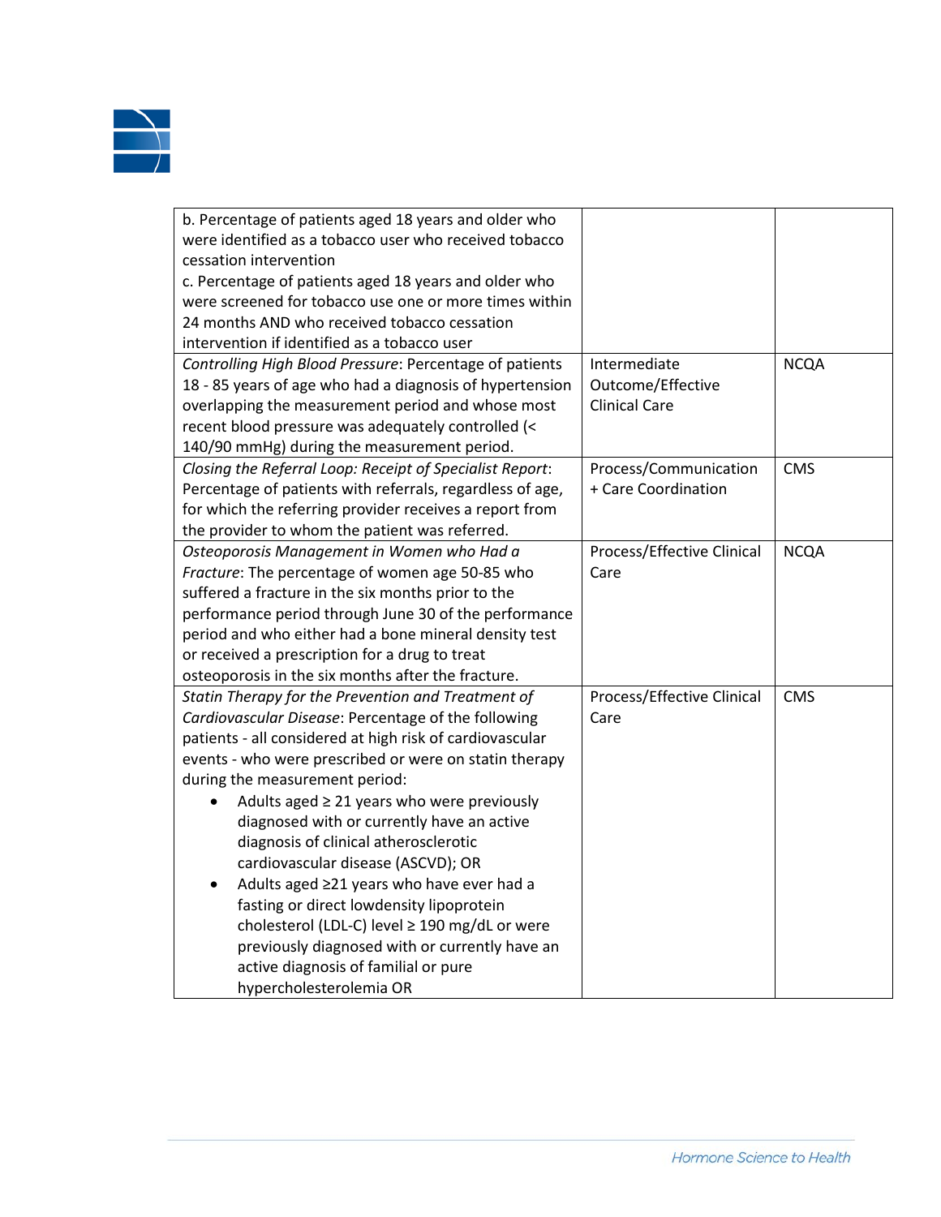| | | |
|---|---|---|
| b. Percentage of patients aged 18 years and older who were identified as a tobacco user who received tobacco cessation intervention<br>c. Percentage of patients aged 18 years and older who were screened for tobacco use one or more times within 24 months AND who received tobacco cessation intervention if identified as a tobacco user | | |
| *Controlling High Blood Pressure*: Percentage of patients 18 - 85 years of age who had a diagnosis of hypertension overlapping the measurement period and whose most recent blood pressure was adequately controlled (< 140/90 mmHg) during the measurement period. | Intermediate Outcome/Effective Clinical Care | NCQA |
| *Closing the Referral Loop: Receipt of Specialist Report*: Percentage of patients with referrals, regardless of age, for which the referring provider receives a report from the provider to whom the patient was referred. | Process/Communication + Care Coordination | CMS |
| *Osteoporosis Management in Women who Had a Fracture*: The percentage of women age 50-85 who suffered a fracture in the six months prior to the performance period through June 30 of the performance period and who either had a bone mineral density test or received a prescription for a drug to treat osteoporosis in the six months after the fracture. | Process/Effective Clinical Care | NCQA |
| *Statin Therapy for the Prevention and Treatment of Cardiovascular Disease*: Percentage of the following patients - all considered at high risk of cardiovascular events - who were prescribed or were on statin therapy during the measurement period:<br>• Adults aged ≥ 21 years who were previously diagnosed with or currently have an active diagnosis of clinical atherosclerotic cardiovascular disease (ASCVD); OR<br>• Adults aged ≥21 years who have ever had a fasting or direct lowdensity lipoprotein cholesterol (LDL-C) level ≥ 190 mg/dL or were previously diagnosed with or currently have an active diagnosis of familial or pure hypercholesterolemia OR | Process/Effective Clinical Care | CMS |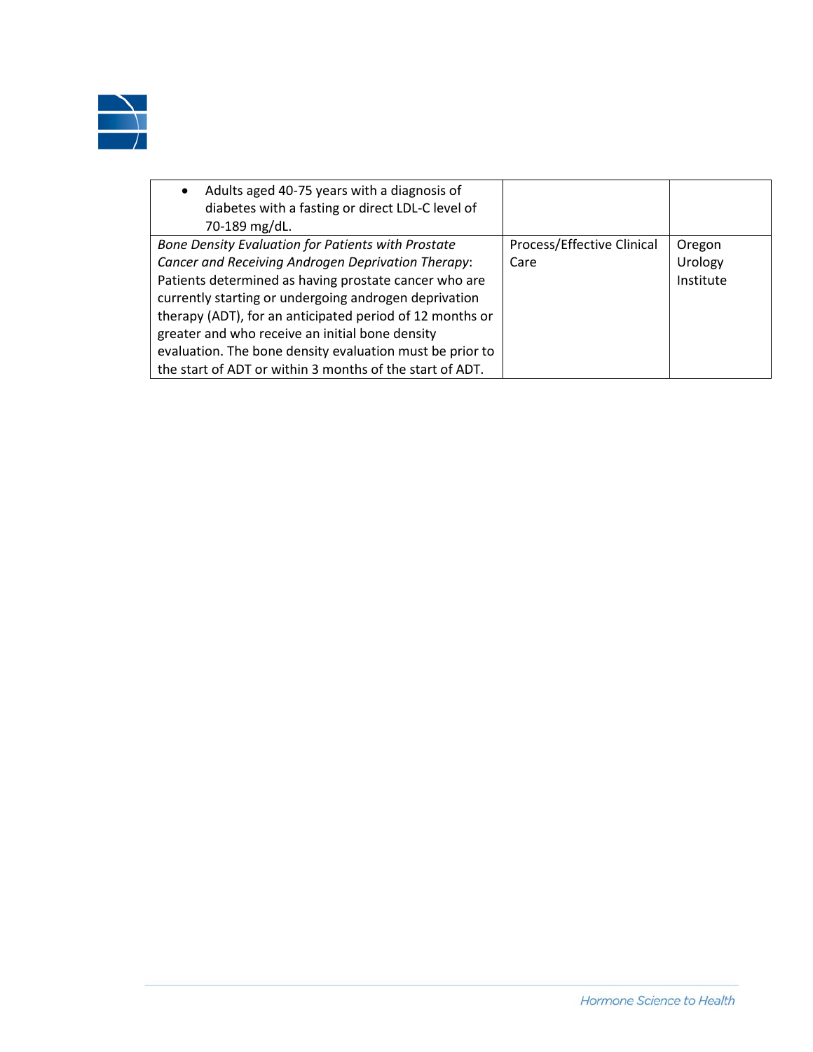| | | |
|---|---|---|
| • Adults aged 40-75 years with a diagnosis of diabetes with a fasting or direct LDL-C level of 70-189 mg/dL. | | |
| *Bone Density Evaluation for Patients with Prostate Cancer and Receiving Androgen Deprivation Therapy*: Patients determined as having prostate cancer who are currently starting or undergoing androgen deprivation therapy (ADT), for an anticipated period of 12 months or greater and who receive an initial bone density evaluation. The bone density evaluation must be prior to the start of ADT or within 3 months of the start of ADT. | Process/Effective Clinical Care | Oregon Urology Institute |